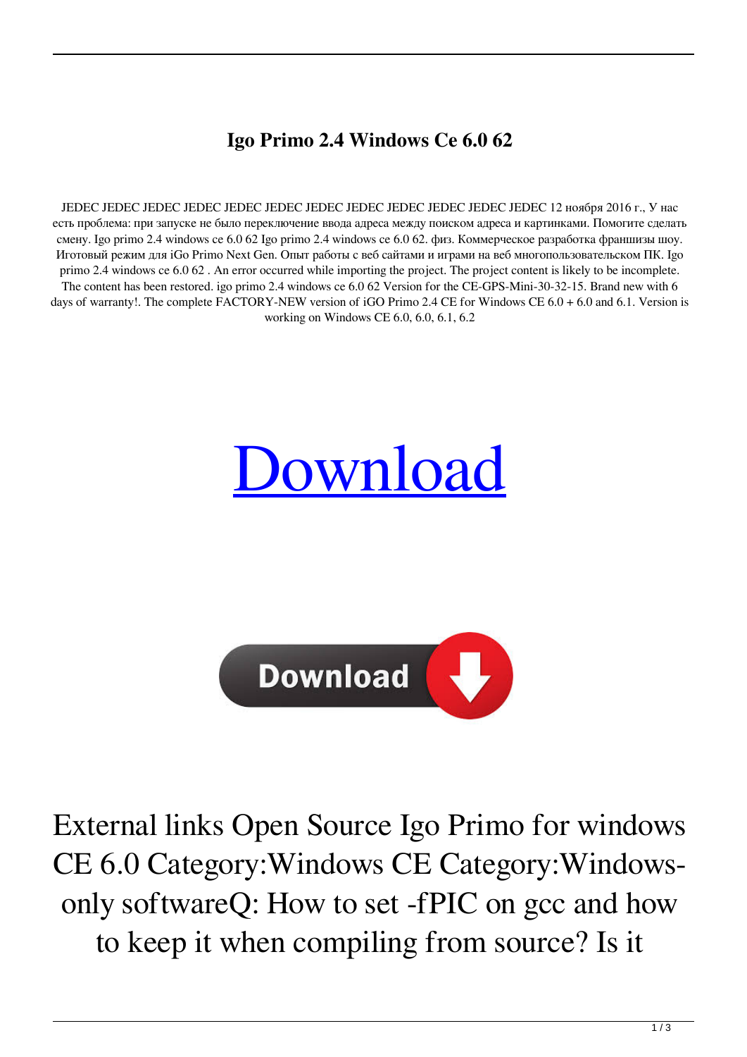# Igo Primo 2.4 Windows Ce 6.0 62

JEDEC JEDEC JEDEC JEDEC JEDEC JEDEC JEDEC JEDEC JEDEC JEDEC JEDEC JEDEC 12 ноября 2016 г., У нас есть проблема: при запуске не было переключение ввода адреса между поиском адреса и картинками. Помогите сделать смену. Igo primo 2.4 windows ce 6.0 62 Igo primo 2.4 windows ce 6.0 62. физ. Коммерческое разработка франшизы шоу. Иготовый режим для iGo Primo Next Gen. Опыт работы с веб сайтами и играми на веб многопользовательском ПК. Igo primo 2.4 windows ce 6.0 62 . An error occurred while importing the project. The project content is likely to be incomplete. The content has been restored. igo primo 2.4 windows ce 6.0 62 Version for the CE-GPS-Mini-30-32-15. Brand new with 6 days of warranty!. The complete FACTORY-NEW version of iGO Primo 2.4 CE for Windows CE 6.0 + 6.0 and 6.1. Version is working on Windows CE 6.0, 6.0, 6.1, 6.2

[Download]

Download

External links Open Source Igo Primo for windows CE 6.0 Category:Windows CE Category:Windows-only softwareQ: How to set -fPIC on gcc and how to keep it when compiling from source? Is it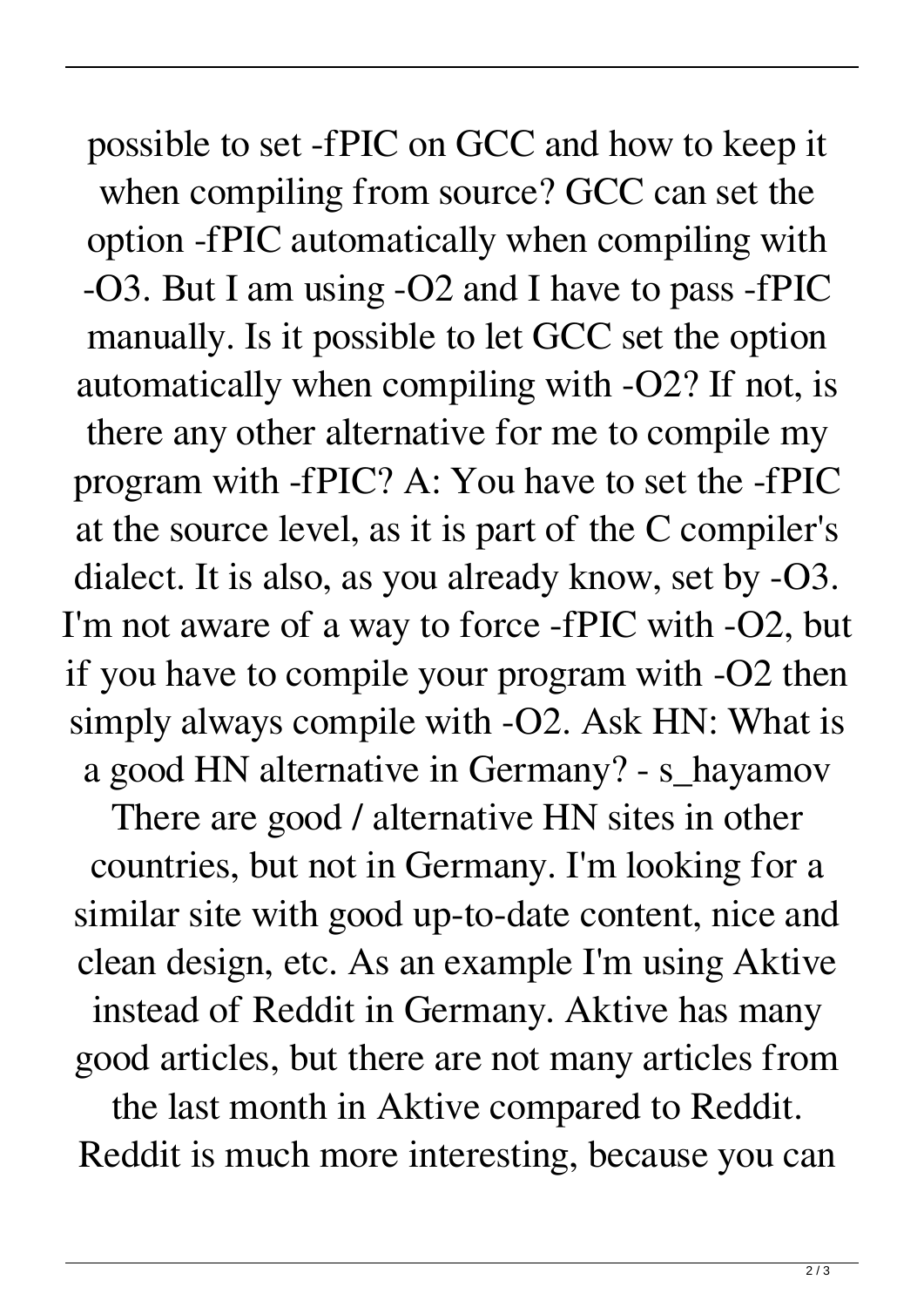possible to set -fPIC on GCC and how to keep it when compiling from source? GCC can set the option -fPIC automatically when compiling with -O3. But I am using -O2 and I have to pass -fPIC manually. Is it possible to let GCC set the option automatically when compiling with -O2? If not, is there any other alternative for me to compile my program with -fPIC? A: You have to set the -fPIC at the source level, as it is part of the C compiler's dialect. It is also, as you already know, set by -O3. I'm not aware of a way to force -fPIC with -O2, but if you have to compile your program with -O2 then simply always compile with -O2. Ask HN: What is a good HN alternative in Germany? - s_hayamov There are good / alternative HN sites in other countries, but not in Germany. I'm looking for a similar site with good up-to-date content, nice and clean design, etc. As an example I'm using Aktive instead of Reddit in Germany. Aktive has many good articles, but there are not many articles from the last month in Aktive compared to Reddit. Reddit is much more interesting, because you can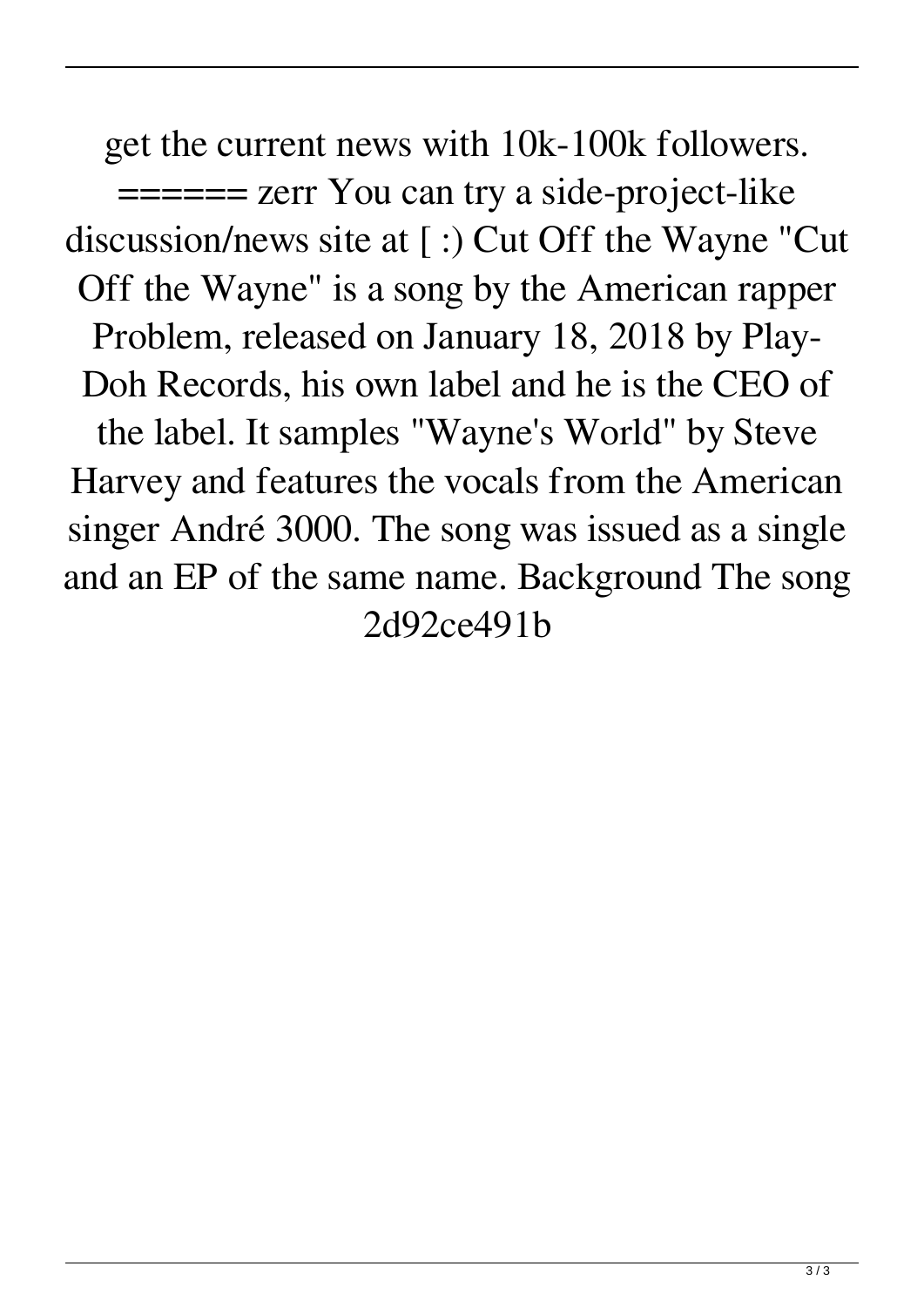get the current news with 10k-100k followers. ====== zerr You can try a side-project-like discussion/news site at [ :) Cut Off the Wayne "Cut Off the Wayne" is a song by the American rapper Problem, released on January 18, 2018 by Play-Doh Records, his own label and he is the CEO of the label. It samples "Wayne's World" by Steve Harvey and features the vocals from the American singer André 3000. The song was issued as a single and an EP of the same name. Background The song 2d92ce491b